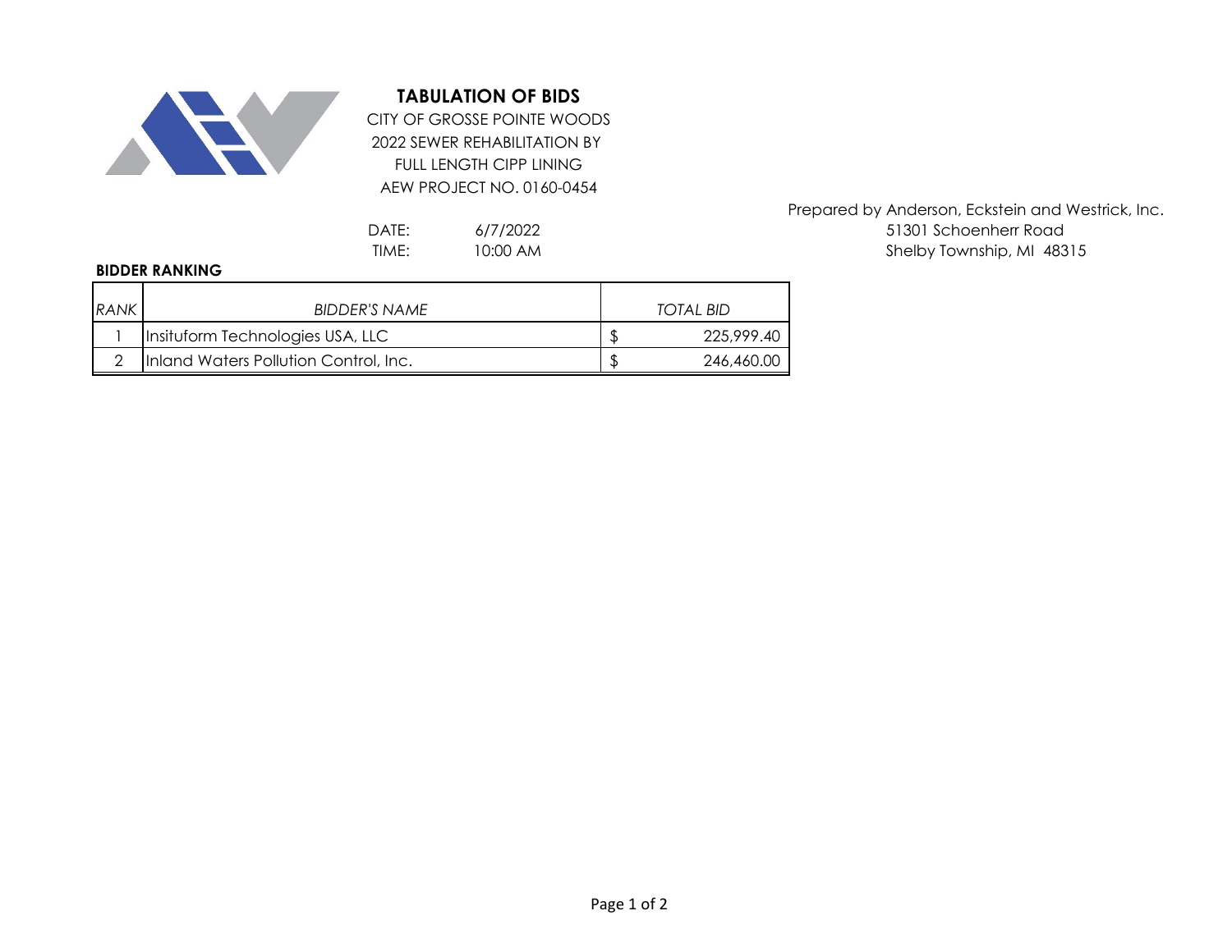# TABULATION OF BIDS

CITY OF GROSSE POINTE WOODS
2022 SEWER REHABILITATION BY
FULL LENGTH CIPP LINING
AEW PROJECT NO. 0160-0454

Prepared by Anderson, Eckstein and Westrick, Inc.
51301 Schoenherr Road
Shelby Township, MI 48315

DATE: 6/7/2022
TIME: 10:00 AM

**BIDDER RANKING**

| *RANK* | *BIDDER'S NAME* | *TOTAL BID* |
|---|---|---|
| 1 | Insituform Technologies USA, LLC | $ 225,999.40 |
| 2 | Inland Waters Pollution Control, Inc. | $ 246,460.00 |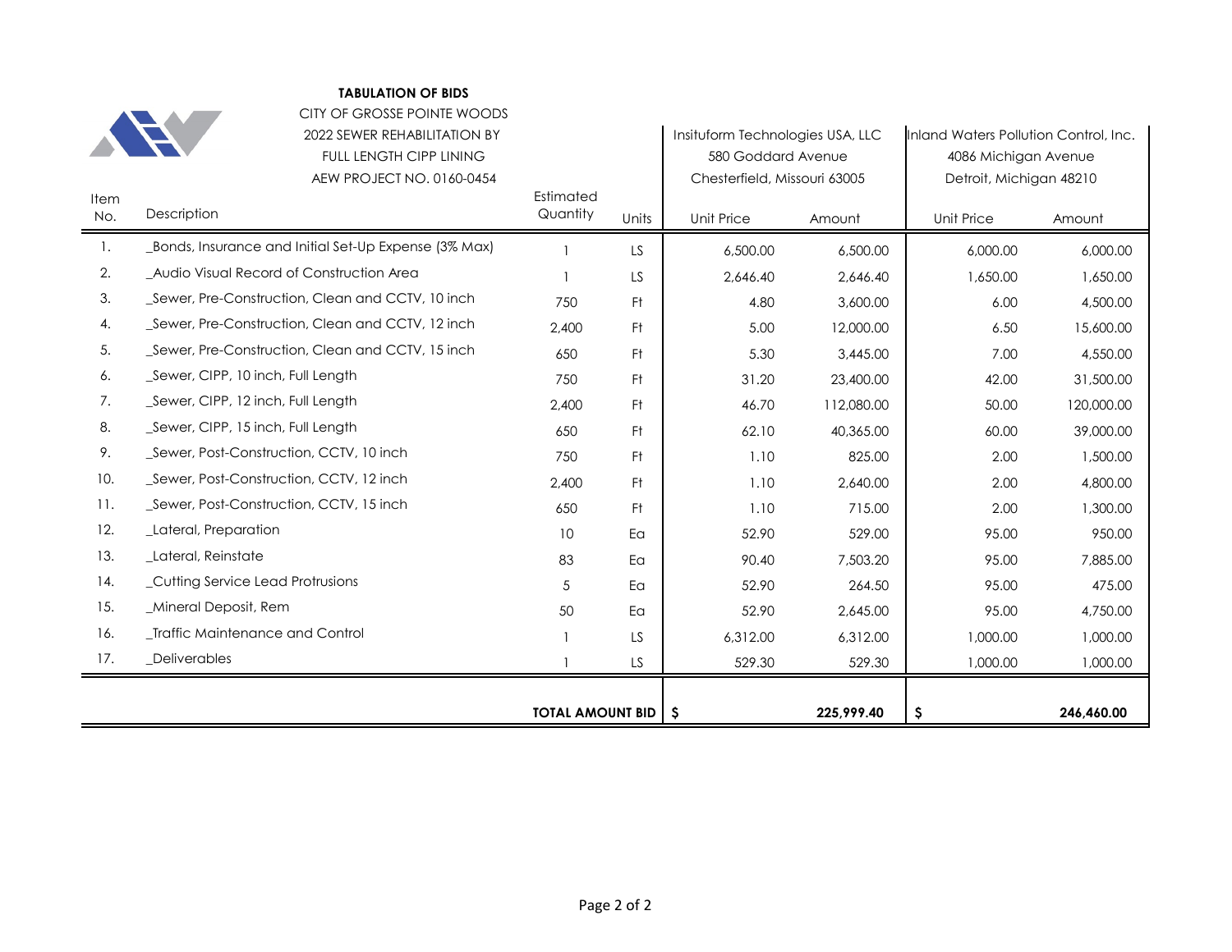**TABULATION OF BIDS**

CITY OF GROSSE POINTE WOODS
2022 SEWER REHABILITATION BY
FULL LENGTH CIPP LINING
AEW PROJECT NO. 0160-0454

| Item No. | Description | Estimated Quantity | Units | Insituform Technologies USA, LLC 580 Goddard Avenue Chesterfield, Missouri 63005 | | Inland Waters Pollution Control, Inc. 4086 Michigan Avenue Detroit, Michigan 48210 | |
|---|---|---|---|---|---|---|---|
| | | | | Unit Price | Amount | Unit Price | Amount |
| 1. | _Bonds, Insurance and Initial Set-Up Expense (3% Max) | 1 | LS | 6,500.00 | 6,500.00 | 6,000.00 | 6,000.00 |
| 2. | _Audio Visual Record of Construction Area | 1 | LS | 2,646.40 | 2,646.40 | 1,650.00 | 1,650.00 |
| 3. | _Sewer, Pre-Construction, Clean and CCTV, 10 inch | 750 | Ft | 4.80 | 3,600.00 | 6.00 | 4,500.00 |
| 4. | _Sewer, Pre-Construction, Clean and CCTV, 12 inch | 2,400 | Ft | 5.00 | 12,000.00 | 6.50 | 15,600.00 |
| 5. | _Sewer, Pre-Construction, Clean and CCTV, 15 inch | 650 | Ft | 5.30 | 3,445.00 | 7.00 | 4,550.00 |
| 6. | _Sewer, CIPP, 10 inch, Full Length | 750 | Ft | 31.20 | 23,400.00 | 42.00 | 31,500.00 |
| 7. | _Sewer, CIPP, 12 inch, Full Length | 2,400 | Ft | 46.70 | 112,080.00 | 50.00 | 120,000.00 |
| 8. | _Sewer, CIPP, 15 inch, Full Length | 650 | Ft | 62.10 | 40,365.00 | 60.00 | 39,000.00 |
| 9. | _Sewer, Post-Construction, CCTV, 10 inch | 750 | Ft | 1.10 | 825.00 | 2.00 | 1,500.00 |
| 10. | _Sewer, Post-Construction, CCTV, 12 inch | 2,400 | Ft | 1.10 | 2,640.00 | 2.00 | 4,800.00 |
| 11. | _Sewer, Post-Construction, CCTV, 15 inch | 650 | Ft | 1.10 | 715.00 | 2.00 | 1,300.00 |
| 12. | _Lateral, Preparation | 10 | Ea | 52.90 | 529.00 | 95.00 | 950.00 |
| 13. | _Lateral, Reinstate | 83 | Ea | 90.40 | 7,503.20 | 95.00 | 7,885.00 |
| 14. | _Cutting Service Lead Protrusions | 5 | Ea | 52.90 | 264.50 | 95.00 | 475.00 |
| 15. | _Mineral Deposit, Rem | 50 | Ea | 52.90 | 2,645.00 | 95.00 | 4,750.00 |
| 16. | _Traffic Maintenance and Control | 1 | LS | 6,312.00 | 6,312.00 | 1,000.00 | 1,000.00 |
| 17. | _Deliverables | 1 | LS | 529.30 | 529.30 | 1,000.00 | 1,000.00 |
| | | **TOTAL AMOUNT BID** | | **$** | **225,999.40** | **$** | **246,460.00** |